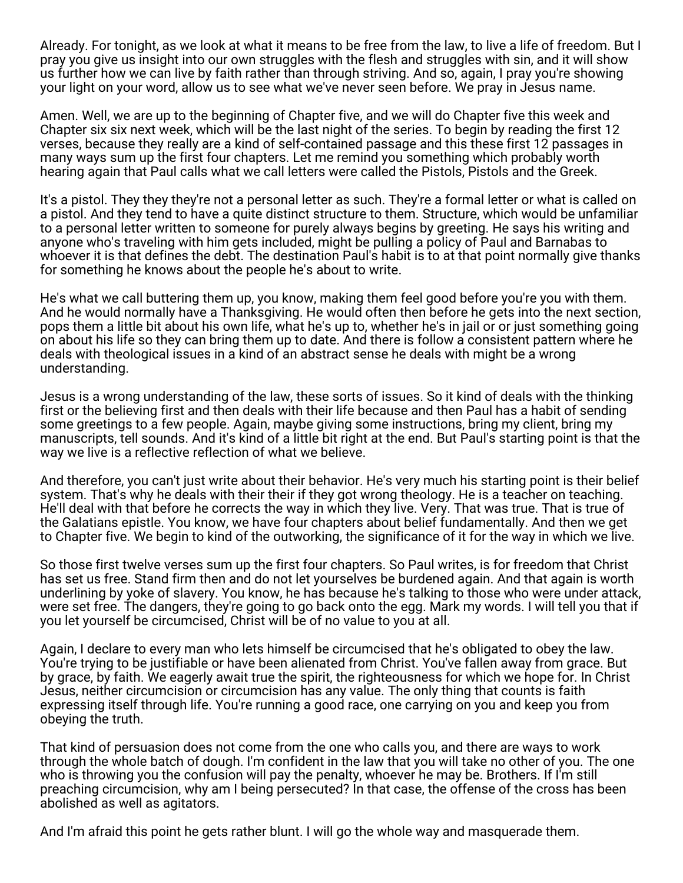Already. For tonight, as we look at what it means to be free from the law, to live a life of freedom. But I pray you give us insight into our own struggles with the flesh and struggles with sin, and it will show us further how we can live by faith rather than through striving. And so, again, I pray you're showing your light on your word, allow us to see what we've never seen before. We pray in Jesus name.

Amen. Well, we are up to the beginning of Chapter five, and we will do Chapter five this week and Chapter six six next week, which will be the last night of the series. To begin by reading the first 12 verses, because they really are a kind of self-contained passage and this these first 12 passages in many ways sum up the first four chapters. Let me remind you something which probably worth hearing again that Paul calls what we call letters were called the Pistols, Pistols and the Greek.

It's a pistol. They they they're not a personal letter as such. They're a formal letter or what is called on a pistol. And they tend to have a quite distinct structure to them. Structure, which would be unfamiliar to a personal letter written to someone for purely always begins by greeting. He says his writing and anyone who's traveling with him gets included, might be pulling a policy of Paul and Barnabas to whoever it is that defines the debt. The destination Paul's habit is to at that point normally give thanks for something he knows about the people he's about to write.

He's what we call buttering them up, you know, making them feel good before you're you with them. And he would normally have a Thanksgiving. He would often then before he gets into the next section, pops them a little bit about his own life, what he's up to, whether he's in jail or or just something going on about his life so they can bring them up to date. And there is follow a consistent pattern where he deals with theological issues in a kind of an abstract sense he deals with might be a wrong understanding.

Jesus is a wrong understanding of the law, these sorts of issues. So it kind of deals with the thinking first or the believing first and then deals with their life because and then Paul has a habit of sending some greetings to a few people. Again, maybe giving some instructions, bring my client, bring my manuscripts, tell sounds. And it's kind of a little bit right at the end. But Paul's starting point is that the way we live is a reflective reflection of what we believe.

And therefore, you can't just write about their behavior. He's very much his starting point is their belief system. That's why he deals with their their if they got wrong theology. He is a teacher on teaching. He'll deal with that before he corrects the way in which they live. Very. That was true. That is true of the Galatians epistle. You know, we have four chapters about belief fundamentally. And then we get to Chapter five. We begin to kind of the outworking, the significance of it for the way in which we live.

So those first twelve verses sum up the first four chapters. So Paul writes, is for freedom that Christ has set us free. Stand firm then and do not let yourselves be burdened again. And that again is worth underlining by yoke of slavery. You know, he has because he's talking to those who were under attack, were set free. The dangers, they're going to go back onto the egg. Mark my words. I will tell you that if you let yourself be circumcised, Christ will be of no value to you at all.

Again, I declare to every man who lets himself be circumcised that he's obligated to obey the law. You're trying to be justifiable or have been alienated from Christ. You've fallen away from grace. But by grace, by faith. We eagerly await true the spirit, the righteousness for which we hope for. In Christ Jesus, neither circumcision or circumcision has any value. The only thing that counts is faith expressing itself through life. You're running a good race, one carrying on you and keep you from obeying the truth.

That kind of persuasion does not come from the one who calls you, and there are ways to work through the whole batch of dough. I'm confident in the law that you will take no other of you. The one who is throwing you the confusion will pay the penalty, whoever he may be. Brothers. If I'm still preaching circumcision, why am I being persecuted? In that case, the offense of the cross has been abolished as well as agitators.

And I'm afraid this point he gets rather blunt. I will go the whole way and masquerade them.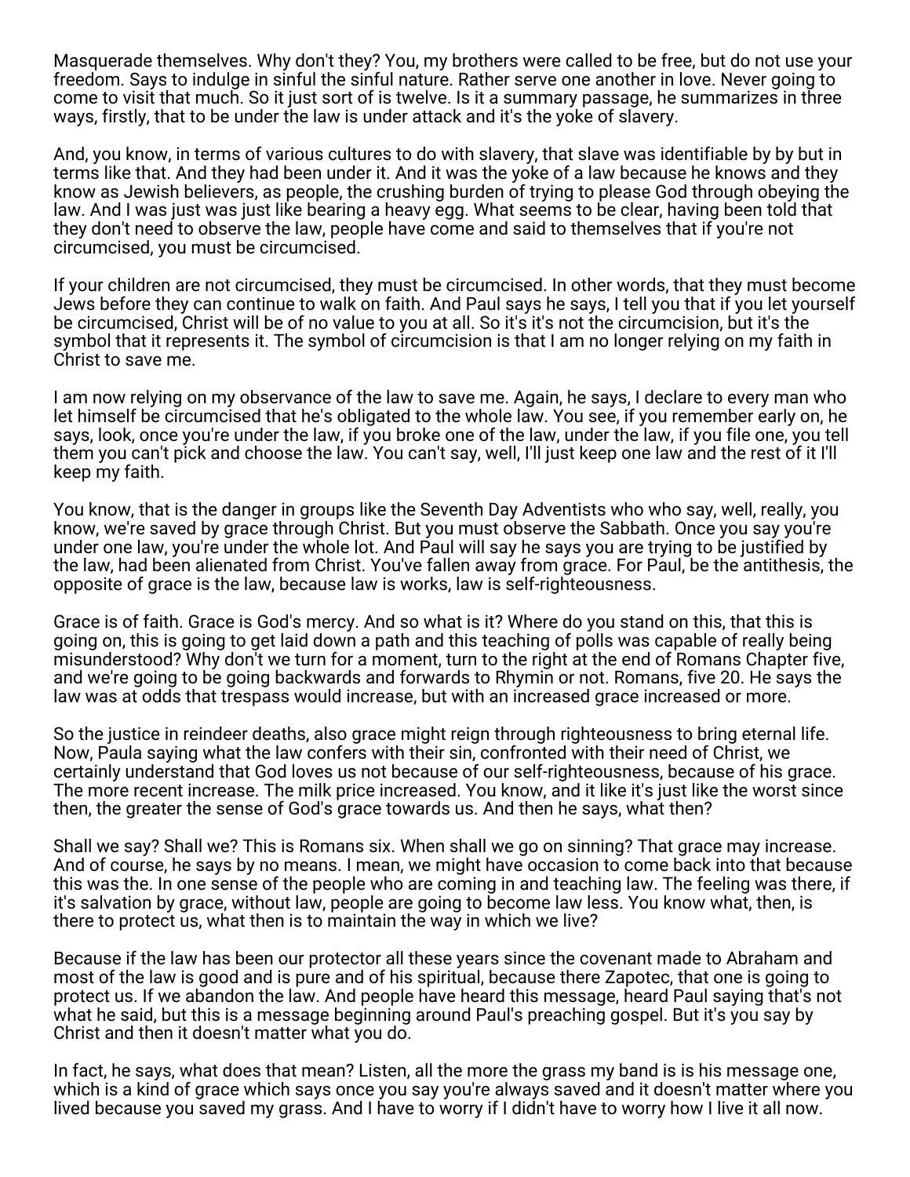Masquerade themselves. Why don't they? You, my brothers were called to be free, but do not use your freedom. Says to indulge in sinful the sinful nature. Rather serve one another in love. Never going to come to visit that much. So it just sort of is twelve. Is it a summary passage, he summarizes in three ways, firstly, that to be under the law is under attack and it's the yoke of slavery.

And, you know, in terms of various cultures to do with slavery, that slave was identifiable by by but in terms like that. And they had been under it. And it was the yoke of a law because he knows and they know as Jewish believers, as people, the crushing burden of trying to please God through obeying the law. And I was just was just like bearing a heavy egg. What seems to be clear, having been told that they don't need to observe the law, people have come and said to themselves that if you're not circumcised, you must be circumcised.

If your children are not circumcised, they must be circumcised. In other words, that they must become Jews before they can continue to walk on faith. And Paul says he says, I tell you that if you let yourself be circumcised, Christ will be of no value to you at all. So it's it's not the circumcision, but it's the symbol that it represents it. The symbol of circumcision is that I am no longer relying on my faith in Christ to save me.

I am now relying on my observance of the law to save me. Again, he says, I declare to every man who let himself be circumcised that he's obligated to the whole law. You see, if you remember early on, he says, look, once you're under the law, if you broke one of the law, under the law, if you file one, you tell them you can't pick and choose the law. You can't say, well, I'll just keep one law and the rest of it I'll keep my faith.

You know, that is the danger in groups like the Seventh Day Adventists who who say, well, really, you know, we're saved by grace through Christ. But you must observe the Sabbath. Once you say you're under one law, you're under the whole lot. And Paul will say he says you are trying to be justified by the law, had been alienated from Christ. You've fallen away from grace. For Paul, be the antithesis, the opposite of grace is the law, because law is works, law is self-righteousness.

Grace is of faith. Grace is God's mercy. And so what is it? Where do you stand on this, that this is going on, this is going to get laid down a path and this teaching of polls was capable of really being misunderstood? Why don't we turn for a moment, turn to the right at the end of Romans Chapter five, and we're going to be going backwards and forwards to Rhymin or not. Romans, five 20. He says the law was at odds that trespass would increase, but with an increased grace increased or more.

So the justice in reindeer deaths, also grace might reign through righteousness to bring eternal life. Now, Paula saying what the law confers with their sin, confronted with their need of Christ, we certainly understand that God loves us not because of our self-righteousness, because of his grace. The more recent increase. The milk price increased. You know, and it like it's just like the worst since then, the greater the sense of God's grace towards us. And then he says, what then?

Shall we say? Shall we? This is Romans six. When shall we go on sinning? That grace may increase. And of course, he says by no means. I mean, we might have occasion to come back into that because this was the. In one sense of the people who are coming in and teaching law. The feeling was there, if it's salvation by grace, without law, people are going to become law less. You know what, then, is there to protect us, what then is to maintain the way in which we live?

Because if the law has been our protector all these years since the covenant made to Abraham and most of the law is good and is pure and of his spiritual, because there Zapotec, that one is going to protect us. If we abandon the law. And people have heard this message, heard Paul saying that's not what he said, but this is a message beginning around Paul's preaching gospel. But it's you say by Christ and then it doesn't matter what you do.

In fact, he says, what does that mean? Listen, all the more the grass my band is is his message one, which is a kind of grace which says once you say you're always saved and it doesn't matter where you lived because you saved my grass. And I have to worry if I didn't have to worry how I live it all now.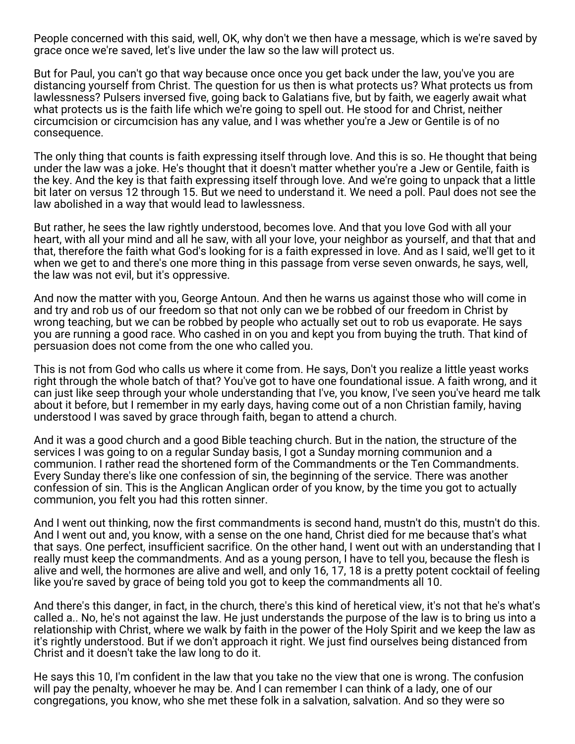People concerned with this said, well, OK, why don't we then have a message, which is we're saved by grace once we're saved, let's live under the law so the law will protect us.

But for Paul, you can't go that way because once once you get back under the law, you've you are distancing yourself from Christ. The question for us then is what protects us? What protects us from lawlessness? Pulsers inversed five, going back to Galatians five, but by faith, we eagerly await what what protects us is the faith life which we're going to spell out. He stood for and Christ, neither circumcision or circumcision has any value, and I was whether you're a Jew or Gentile is of no consequence.

The only thing that counts is faith expressing itself through love. And this is so. He thought that being under the law was a joke. He's thought that it doesn't matter whether you're a Jew or Gentile, faith is the key. And the key is that faith expressing itself through love. And we're going to unpack that a little bit later on versus 12 through 15. But we need to understand it. We need a poll. Paul does not see the law abolished in a way that would lead to lawlessness.

But rather, he sees the law rightly understood, becomes love. And that you love God with all your heart, with all your mind and all he saw, with all your love, your neighbor as yourself, and that that and that, therefore the faith what God's looking for is a faith expressed in love. And as I said, we'll get to it when we get to and there's one more thing in this passage from verse seven onwards, he says, well, the law was not evil, but it's oppressive.

And now the matter with you, George Antoun. And then he warns us against those who will come in and try and rob us of our freedom so that not only can we be robbed of our freedom in Christ by wrong teaching, but we can be robbed by people who actually set out to rob us evaporate. He says you are running a good race. Who cashed in on you and kept you from buying the truth. That kind of persuasion does not come from the one who called you.

This is not from God who calls us where it come from. He says, Don't you realize a little yeast works right through the whole batch of that? You've got to have one foundational issue. A faith wrong, and it can just like seep through your whole understanding that I've, you know, I've seen you've heard me talk about it before, but I remember in my early days, having come out of a non Christian family, having understood I was saved by grace through faith, began to attend a church.

And it was a good church and a good Bible teaching church. But in the nation, the structure of the services I was going to on a regular Sunday basis, I got a Sunday morning communion and a communion. I rather read the shortened form of the Commandments or the Ten Commandments. Every Sunday there's like one confession of sin, the beginning of the service. There was another confession of sin. This is the Anglican Anglican order of you know, by the time you got to actually communion, you felt you had this rotten sinner.

And I went out thinking, now the first commandments is second hand, mustn't do this, mustn't do this. And I went out and, you know, with a sense on the one hand, Christ died for me because that's what that says. One perfect, insufficient sacrifice. On the other hand, I went out with an understanding that I really must keep the commandments. And as a young person, I have to tell you, because the flesh is alive and well, the hormones are alive and well, and only 16, 17, 18 is a pretty potent cocktail of feeling like you're saved by grace of being told you got to keep the commandments all 10.

And there's this danger, in fact, in the church, there's this kind of heretical view, it's not that he's what's called a.. No, he's not against the law. He just understands the purpose of the law is to bring us into a relationship with Christ, where we walk by faith in the power of the Holy Spirit and we keep the law as it's rightly understood. But if we don't approach it right. We just find ourselves being distanced from Christ and it doesn't take the law long to do it.

He says this 10, I'm confident in the law that you take no the view that one is wrong. The confusion will pay the penalty, whoever he may be. And I can remember I can think of a lady, one of our congregations, you know, who she met these folk in a salvation, salvation. And so they were so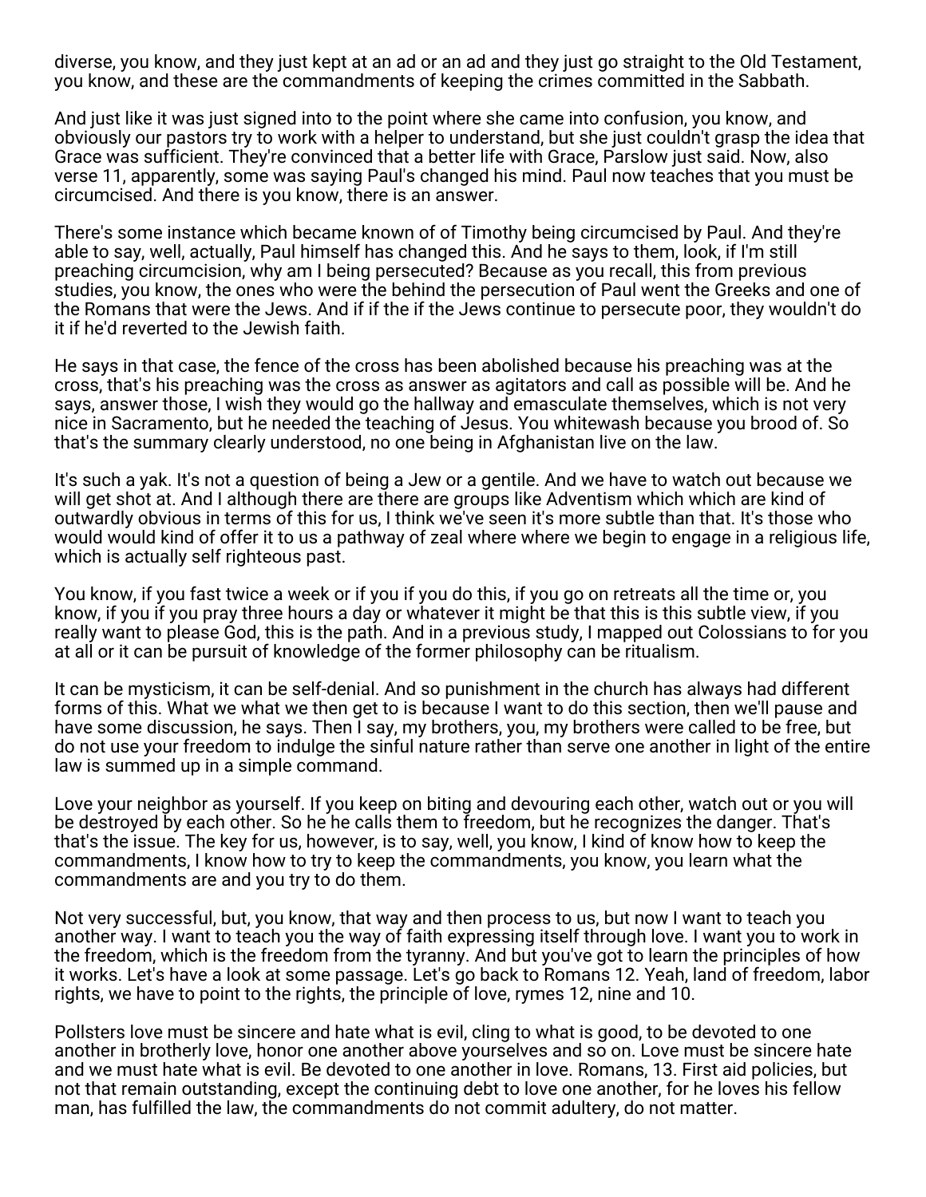diverse, you know, and they just kept at an ad or an ad and they just go straight to the Old Testament, you know, and these are the commandments of keeping the crimes committed in the Sabbath.

And just like it was just signed into to the point where she came into confusion, you know, and obviously our pastors try to work with a helper to understand, but she just couldn't grasp the idea that Grace was sufficient. They're convinced that a better life with Grace, Parslow just said. Now, also verse 11, apparently, some was saying Paul's changed his mind. Paul now teaches that you must be circumcised. And there is you know, there is an answer.

There's some instance which became known of of Timothy being circumcised by Paul. And they're able to say, well, actually, Paul himself has changed this. And he says to them, look, if I'm still preaching circumcision, why am I being persecuted? Because as you recall, this from previous studies, you know, the ones who were the behind the persecution of Paul went the Greeks and one of the Romans that were the Jews. And if if the if the Jews continue to persecute poor, they wouldn't do it if he'd reverted to the Jewish faith.

He says in that case, the fence of the cross has been abolished because his preaching was at the cross, that's his preaching was the cross as answer as agitators and call as possible will be. And he says, answer those, I wish they would go the hallway and emasculate themselves, which is not very nice in Sacramento, but he needed the teaching of Jesus. You whitewash because you brood of. So that's the summary clearly understood, no one being in Afghanistan live on the law.

It's such a yak. It's not a question of being a Jew or a gentile. And we have to watch out because we will get shot at. And I although there are there are groups like Adventism which which are kind of outwardly obvious in terms of this for us, I think we've seen it's more subtle than that. It's those who would would kind of offer it to us a pathway of zeal where where we begin to engage in a religious life, which is actually self righteous past.

You know, if you fast twice a week or if you if you do this, if you go on retreats all the time or, you know, if you if you pray three hours a day or whatever it might be that this is this subtle view, if you really want to please God, this is the path. And in a previous study, I mapped out Colossians to for you at all or it can be pursuit of knowledge of the former philosophy can be ritualism.

It can be mysticism, it can be self-denial. And so punishment in the church has always had different forms of this. What we what we then get to is because I want to do this section, then we'll pause and have some discussion, he says. Then I say, my brothers, you, my brothers were called to be free, but do not use your freedom to indulge the sinful nature rather than serve one another in light of the entire law is summed up in a simple command.

Love your neighbor as yourself. If you keep on biting and devouring each other, watch out or you will be destroyed by each other. So he he calls them to freedom, but he recognizes the danger. That's that's the issue. The key for us, however, is to say, well, you know, I kind of know how to keep the commandments, I know how to try to keep the commandments, you know, you learn what the commandments are and you try to do them.

Not very successful, but, you know, that way and then process to us, but now I want to teach you another way. I want to teach you the way of faith expressing itself through love. I want you to work in the freedom, which is the freedom from the tyranny. And but you've got to learn the principles of how it works. Let's have a look at some passage. Let's go back to Romans 12. Yeah, land of freedom, labor rights, we have to point to the rights, the principle of love, rymes 12, nine and 10.

Pollsters love must be sincere and hate what is evil, cling to what is good, to be devoted to one another in brotherly love, honor one another above yourselves and so on. Love must be sincere hate and we must hate what is evil. Be devoted to one another in love. Romans, 13. First aid policies, but not that remain outstanding, except the continuing debt to love one another, for he loves his fellow man, has fulfilled the law, the commandments do not commit adultery, do not matter.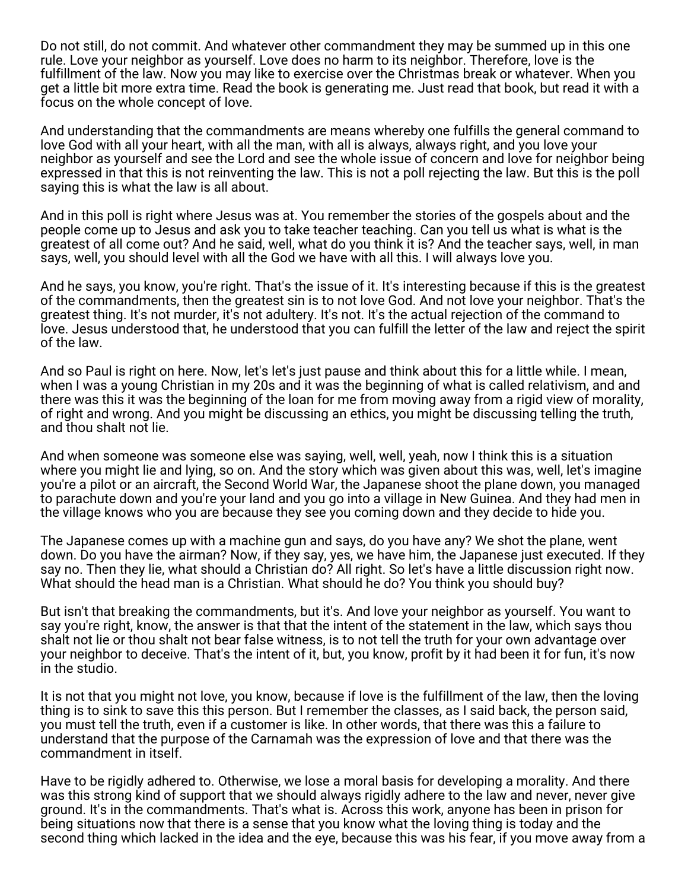Do not still, do not commit. And whatever other commandment they may be summed up in this one rule. Love your neighbor as yourself. Love does no harm to its neighbor. Therefore, love is the fulfillment of the law. Now you may like to exercise over the Christmas break or whatever. When you get a little bit more extra time. Read the book is generating me. Just read that book, but read it with a focus on the whole concept of love.

And understanding that the commandments are means whereby one fulfills the general command to love God with all your heart, with all the man, with all is always, always right, and you love your neighbor as yourself and see the Lord and see the whole issue of concern and love for neighbor being expressed in that this is not reinventing the law. This is not a poll rejecting the law. But this is the poll saying this is what the law is all about.

And in this poll is right where Jesus was at. You remember the stories of the gospels about and the people come up to Jesus and ask you to take teacher teaching. Can you tell us what is what is the greatest of all come out? And he said, well, what do you think it is? And the teacher says, well, in man says, well, you should level with all the God we have with all this. I will always love you.

And he says, you know, you're right. That's the issue of it. It's interesting because if this is the greatest of the commandments, then the greatest sin is to not love God. And not love your neighbor. That's the greatest thing. It's not murder, it's not adultery. It's not. It's the actual rejection of the command to love. Jesus understood that, he understood that you can fulfill the letter of the law and reject the spirit of the law.

And so Paul is right on here. Now, let's let's just pause and think about this for a little while. I mean, when I was a young Christian in my 20s and it was the beginning of what is called relativism, and and there was this it was the beginning of the loan for me from moving away from a rigid view of morality, of right and wrong. And you might be discussing an ethics, you might be discussing telling the truth, and thou shalt not lie.

And when someone was someone else was saying, well, well, yeah, now I think this is a situation where you might lie and lying, so on. And the story which was given about this was, well, let's imagine you're a pilot or an aircraft, the Second World War, the Japanese shoot the plane down, you managed to parachute down and you're your land and you go into a village in New Guinea. And they had men in the village knows who you are because they see you coming down and they decide to hide you.

The Japanese comes up with a machine gun and says, do you have any? We shot the plane, went down. Do you have the airman? Now, if they say, yes, we have him, the Japanese just executed. If they say no. Then they lie, what should a Christian do? All right. So let's have a little discussion right now. What should the head man is a Christian. What should he do? You think you should buy?

But isn't that breaking the commandments, but it's. And love your neighbor as yourself. You want to say you're right, know, the answer is that that the intent of the statement in the law, which says thou shalt not lie or thou shalt not bear false witness, is to not tell the truth for your own advantage over your neighbor to deceive. That's the intent of it, but, you know, profit by it had been it for fun, it's now in the studio.

It is not that you might not love, you know, because if love is the fulfillment of the law, then the loving thing is to sink to save this this person. But I remember the classes, as I said back, the person said, you must tell the truth, even if a customer is like. In other words, that there was this a failure to understand that the purpose of the Carnamah was the expression of love and that there was the commandment in itself.

Have to be rigidly adhered to. Otherwise, we lose a moral basis for developing a morality. And there was this strong kind of support that we should always rigidly adhere to the law and never, never give ground. It's in the commandments. That's what is. Across this work, anyone has been in prison for being situations now that there is a sense that you know what the loving thing is today and the second thing which lacked in the idea and the eye, because this was his fear, if you move away from a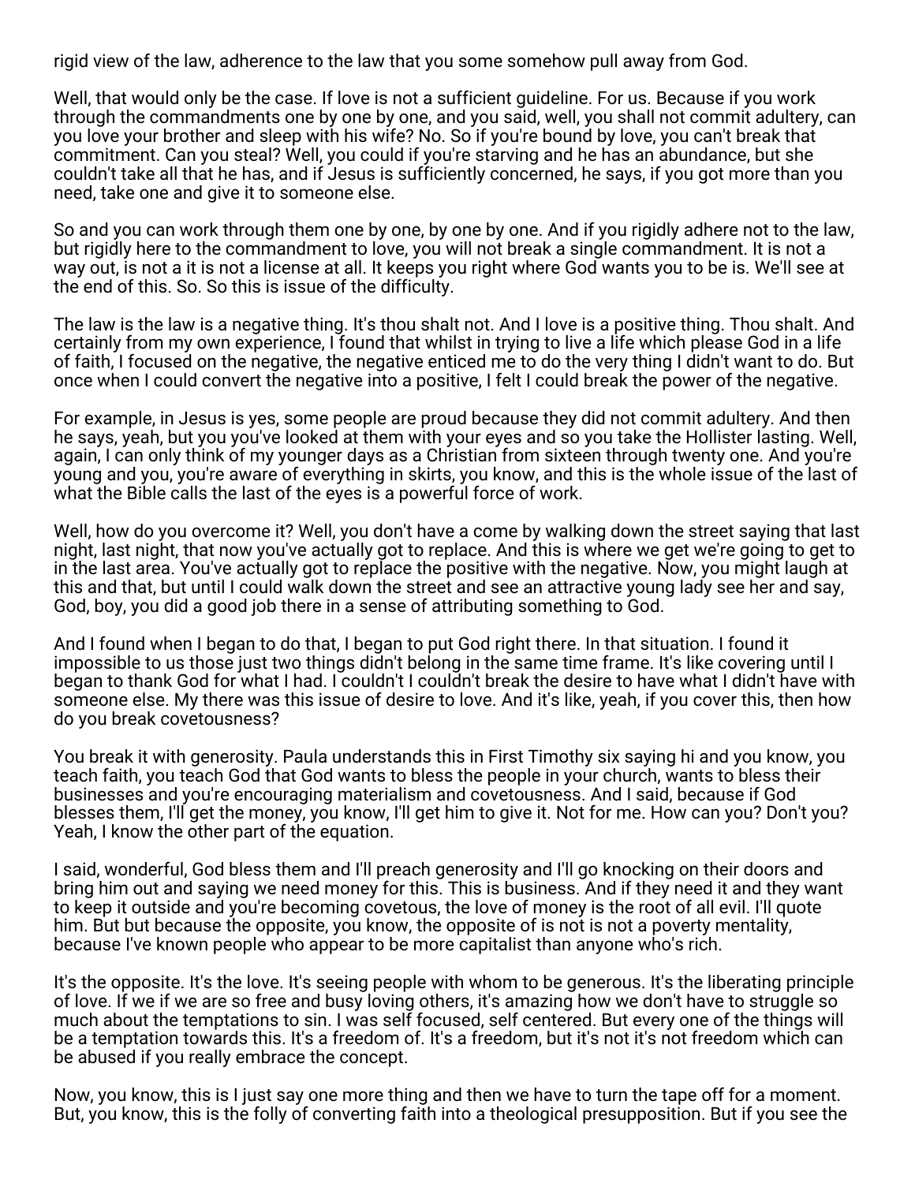rigid view of the law, adherence to the law that you some somehow pull away from God.

Well, that would only be the case. If love is not a sufficient guideline. For us. Because if you work through the commandments one by one, and you said, well, you shall not commit adultery, can you love your brother and sleep with his wife? No. So if you're bound by love, you can't break that commitment. Can you steal? Well, you could if you're starving and he has an abundance, but she couldn't take all that he has, and if Jesus is sufficiently concerned, he says, if you got more than you need, take one and give it to someone else.

So and you can work through them one by one, by one by one. And if you rigidly adhere not to the law, but rigidly here to the commandment to love, you will not break a single commandment. It is not a way out, is not a it is not a license at all. It keeps you right where God wants you to be is. We'll see at the end of this. So. So this is issue of the difficulty.

The law is the law is a negative thing. It's thou shalt not. And I love is a positive thing. Thou shalt. And certainly from my own experience, I found that whilst in trying to live a life which please God in a life of faith, I focused on the negative, the negative enticed me to do the very thing I didn't want to do. But once when I could convert the negative into a positive, I felt I could break the power of the negative.

For example, in Jesus is yes, some people are proud because they did not commit adultery. And then he says, yeah, but you you've looked at them with your eyes and so you take the Hollister lasting. Well, again, I can only think of my younger days as a Christian from sixteen through twenty one. And you're young and you, you're aware of everything in skirts, you know, and this is the whole issue of the last of what the Bible calls the last of the eyes is a powerful force of work.

Well, how do you overcome it? Well, you don't have a come by walking down the street saying that last night, last night, that now you've actually got to replace. And this is where we get we're going to get to in the last area. You've actually got to replace the positive with the negative. Now, you might laugh at this and that, but until I could walk down the street and see an attractive young lady see her and say, God, boy, you did a good job there in a sense of attributing something to God.

And I found when I began to do that, I began to put God right there. In that situation. I found it impossible to us those just two things didn't belong in the same time frame. It's like covering until I began to thank God for what I had. I couldn't I couldn't break the desire to have what I didn't have with someone else. My there was this issue of desire to love. And it's like, yeah, if you cover this, then how do you break covetousness?

You break it with generosity. Paula understands this in First Timothy six saying hi and you know, you teach faith, you teach God that God wants to bless the people in your church, wants to bless their businesses and you're encouraging materialism and covetousness. And I said, because if God blesses them, I'll get the money, you know, I'll get him to give it. Not for me. How can you? Don't you? Yeah, I know the other part of the equation.

I said, wonderful, God bless them and I'll preach generosity and I'll go knocking on their doors and bring him out and saying we need money for this. This is business. And if they need it and they want to keep it outside and you're becoming covetous, the love of money is the root of all evil. I'll quote him. But but because the opposite, you know, the opposite of is not is not a poverty mentality, because I've known people who appear to be more capitalist than anyone who's rich.

It's the opposite. It's the love. It's seeing people with whom to be generous. It's the liberating principle of love. If we if we are so free and busy loving others, it's amazing how we don't have to struggle so much about the temptations to sin. I was self focused, self centered. But every one of the things will be a temptation towards this. It's a freedom of. It's a freedom, but it's not it's not freedom which can be abused if you really embrace the concept.

Now, you know, this is I just say one more thing and then we have to turn the tape off for a moment. But, you know, this is the folly of converting faith into a theological presupposition. But if you see the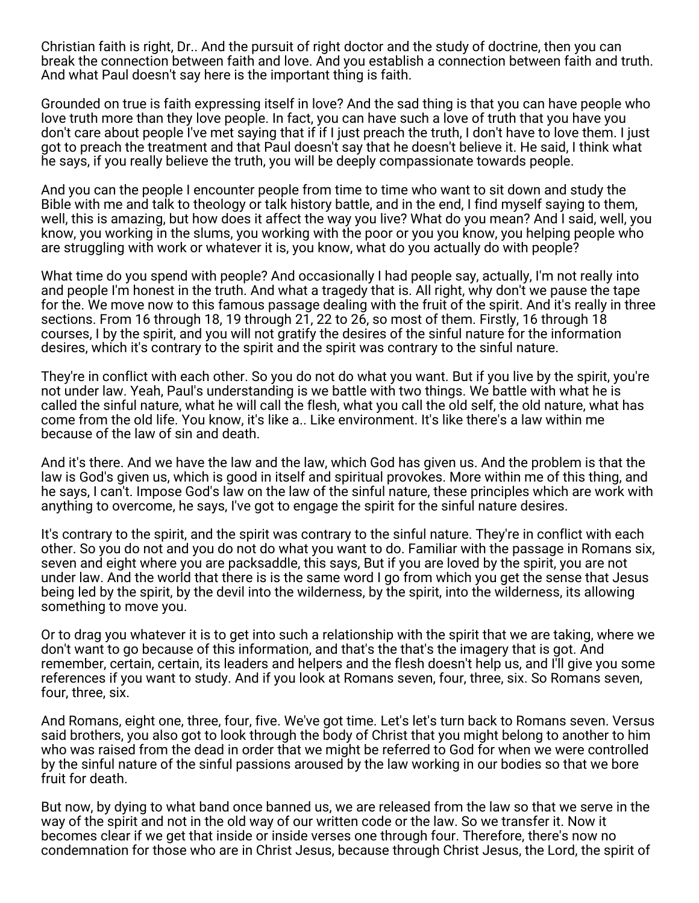Christian faith is right, Dr.. And the pursuit of right doctor and the study of doctrine, then you can break the connection between faith and love. And you establish a connection between faith and truth. And what Paul doesn't say here is the important thing is faith.

Grounded on true is faith expressing itself in love? And the sad thing is that you can have people who love truth more than they love people. In fact, you can have such a love of truth that you have you don't care about people I've met saying that if if I just preach the truth, I don't have to love them. I just got to preach the treatment and that Paul doesn't say that he doesn't believe it. He said, I think what he says, if you really believe the truth, you will be deeply compassionate towards people.

And you can the people I encounter people from time to time who want to sit down and study the Bible with me and talk to theology or talk history battle, and in the end, I find myself saying to them, well, this is amazing, but how does it affect the way you live? What do you mean? And I said, well, you know, you working in the slums, you working with the poor or you you know, you helping people who are struggling with work or whatever it is, you know, what do you actually do with people?

What time do you spend with people? And occasionally I had people say, actually, I'm not really into and people I'm honest in the truth. And what a tragedy that is. All right, why don't we pause the tape for the. We move now to this famous passage dealing with the fruit of the spirit. And it's really in three sections. From 16 through 18, 19 through 21, 22 to 26, so most of them. Firstly, 16 through 18 courses, I by the spirit, and you will not gratify the desires of the sinful nature for the information desires, which it's contrary to the spirit and the spirit was contrary to the sinful nature.

They're in conflict with each other. So you do not do what you want. But if you live by the spirit, you're not under law. Yeah, Paul's understanding is we battle with two things. We battle with what he is called the sinful nature, what he will call the flesh, what you call the old self, the old nature, what has come from the old life. You know, it's like a.. Like environment. It's like there's a law within me because of the law of sin and death.

And it's there. And we have the law and the law, which God has given us. And the problem is that the law is God's given us, which is good in itself and spiritual provokes. More within me of this thing, and he says, I can't. Impose God's law on the law of the sinful nature, these principles which are work with anything to overcome, he says, I've got to engage the spirit for the sinful nature desires.

It's contrary to the spirit, and the spirit was contrary to the sinful nature. They're in conflict with each other. So you do not and you do not do what you want to do. Familiar with the passage in Romans six, seven and eight where you are packsaddle, this says, But if you are loved by the spirit, you are not under law. And the world that there is is the same word I go from which you get the sense that Jesus being led by the spirit, by the devil into the wilderness, by the spirit, into the wilderness, its allowing something to move you.

Or to drag you whatever it is to get into such a relationship with the spirit that we are taking, where we don't want to go because of this information, and that's the that's the imagery that is got. And remember, certain, certain, its leaders and helpers and the flesh doesn't help us, and I'll give you some references if you want to study. And if you look at Romans seven, four, three, six. So Romans seven, four, three, six.

And Romans, eight one, three, four, five. We've got time. Let's let's turn back to Romans seven. Versus said brothers, you also got to look through the body of Christ that you might belong to another to him who was raised from the dead in order that we might be referred to God for when we were controlled by the sinful nature of the sinful passions aroused by the law working in our bodies so that we bore fruit for death.

But now, by dying to what band once banned us, we are released from the law so that we serve in the way of the spirit and not in the old way of our written code or the law. So we transfer it. Now it becomes clear if we get that inside or inside verses one through four. Therefore, there's now no condemnation for those who are in Christ Jesus, because through Christ Jesus, the Lord, the spirit of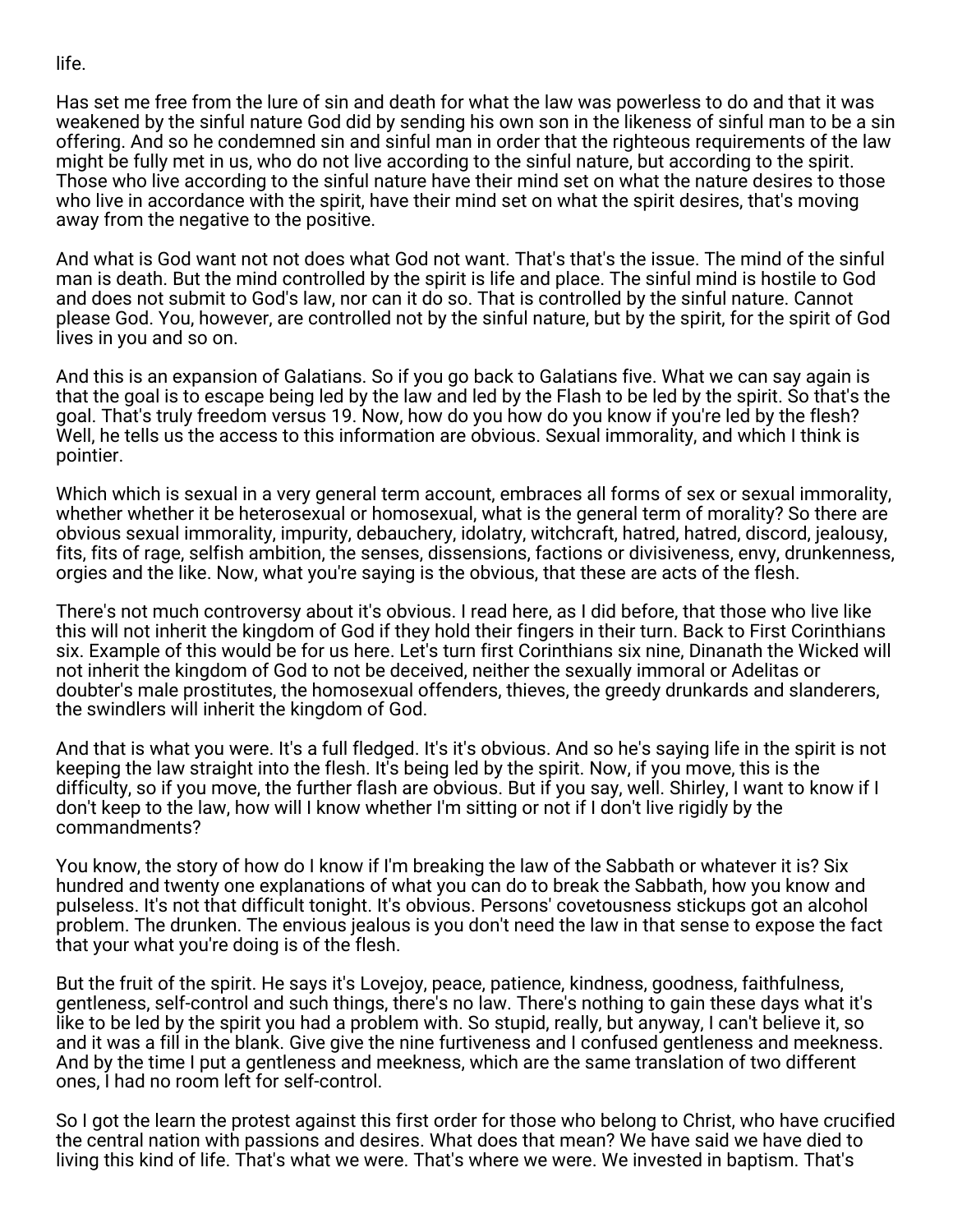life.

Has set me free from the lure of sin and death for what the law was powerless to do and that it was weakened by the sinful nature God did by sending his own son in the likeness of sinful man to be a sin offering. And so he condemned sin and sinful man in order that the righteous requirements of the law might be fully met in us, who do not live according to the sinful nature, but according to the spirit. Those who live according to the sinful nature have their mind set on what the nature desires to those who live in accordance with the spirit, have their mind set on what the spirit desires, that's moving away from the negative to the positive.

And what is God want not not does what God not want. That's that's the issue. The mind of the sinful man is death. But the mind controlled by the spirit is life and place. The sinful mind is hostile to God and does not submit to God's law, nor can it do so. That is controlled by the sinful nature. Cannot please God. You, however, are controlled not by the sinful nature, but by the spirit, for the spirit of God lives in you and so on.

And this is an expansion of Galatians. So if you go back to Galatians five. What we can say again is that the goal is to escape being led by the law and led by the Flash to be led by the spirit. So that's the goal. That's truly freedom versus 19. Now, how do you how do you know if you're led by the flesh? Well, he tells us the access to this information are obvious. Sexual immorality, and which I think is pointier.

Which which is sexual in a very general term account, embraces all forms of sex or sexual immorality, whether whether it be heterosexual or homosexual, what is the general term of morality? So there are obvious sexual immorality, impurity, debauchery, idolatry, witchcraft, hatred, hatred, discord, jealousy, fits, fits of rage, selfish ambition, the senses, dissensions, factions or divisiveness, envy, drunkenness, orgies and the like. Now, what you're saying is the obvious, that these are acts of the flesh.

There's not much controversy about it's obvious. I read here, as I did before, that those who live like this will not inherit the kingdom of God if they hold their fingers in their turn. Back to First Corinthians six. Example of this would be for us here. Let's turn first Corinthians six nine, Dinanath the Wicked will not inherit the kingdom of God to not be deceived, neither the sexually immoral or Adelitas or doubter's male prostitutes, the homosexual offenders, thieves, the greedy drunkards and slanderers, the swindlers will inherit the kingdom of God.

And that is what you were. It's a full fledged. It's it's obvious. And so he's saying life in the spirit is not keeping the law straight into the flesh. It's being led by the spirit. Now, if you move, this is the difficulty, so if you move, the further flash are obvious. But if you say, well. Shirley, I want to know if I don't keep to the law, how will I know whether I'm sitting or not if I don't live rigidly by the commandments?

You know, the story of how do I know if I'm breaking the law of the Sabbath or whatever it is? Six hundred and twenty one explanations of what you can do to break the Sabbath, how you know and pulseless. It's not that difficult tonight. It's obvious. Persons' covetousness stickups got an alcohol problem. The drunken. The envious jealous is you don't need the law in that sense to expose the fact that your what you're doing is of the flesh.

But the fruit of the spirit. He says it's Lovejoy, peace, patience, kindness, goodness, faithfulness, gentleness, self-control and such things, there's no law. There's nothing to gain these days what it's like to be led by the spirit you had a problem with. So stupid, really, but anyway, I can't believe it, so and it was a fill in the blank. Give give the nine furtiveness and I confused gentleness and meekness. And by the time I put a gentleness and meekness, which are the same translation of two different ones, I had no room left for self-control.

So I got the learn the protest against this first order for those who belong to Christ, who have crucified the central nation with passions and desires. What does that mean? We have said we have died to living this kind of life. That's what we were. That's where we were. We invested in baptism. That's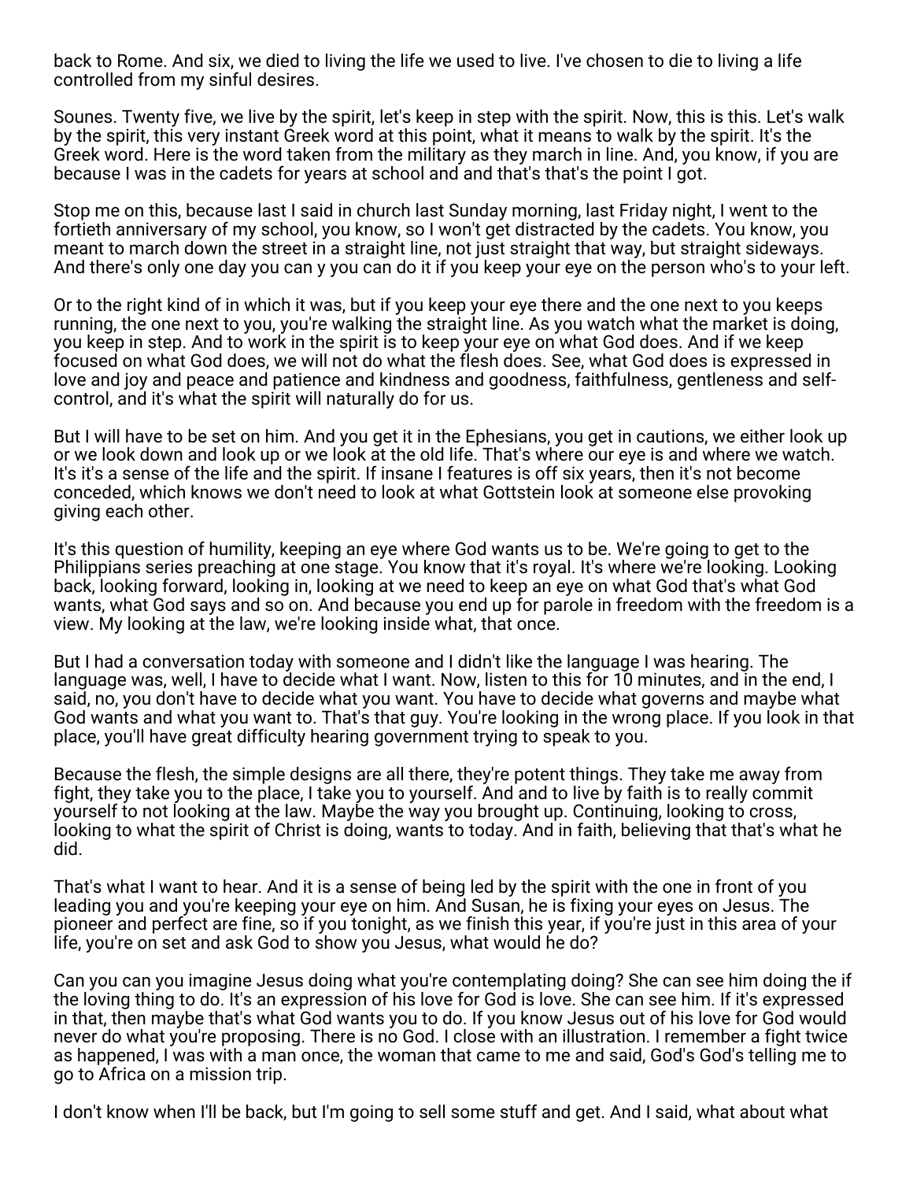back to Rome. And six, we died to living the life we used to live. I've chosen to die to living a life controlled from my sinful desires.

Sounes. Twenty five, we live by the spirit, let's keep in step with the spirit. Now, this is this. Let's walk by the spirit, this very instant Greek word at this point, what it means to walk by the spirit. It's the Greek word. Here is the word taken from the military as they march in line. And, you know, if you are because I was in the cadets for years at school and and that's that's the point I got.

Stop me on this, because last I said in church last Sunday morning, last Friday night, I went to the fortieth anniversary of my school, you know, so I won't get distracted by the cadets. You know, you meant to march down the street in a straight line, not just straight that way, but straight sideways. And there's only one day you can y you can do it if you keep your eye on the person who's to your left.

Or to the right kind of in which it was, but if you keep your eye there and the one next to you keeps running, the one next to you, you're walking the straight line. As you watch what the market is doing, you keep in step. And to work in the spirit is to keep your eye on what God does. And if we keep focused on what God does, we will not do what the flesh does. See, what God does is expressed in love and joy and peace and patience and kindness and goodness, faithfulness, gentleness and self-control, and it's what the spirit will naturally do for us.

But I will have to be set on him. And you get it in the Ephesians, you get in cautions, we either look up or we look down and look up or we look at the old life. That's where our eye is and where we watch. It's it's a sense of the life and the spirit. If insane I features is off six years, then it's not become conceded, which knows we don't need to look at what Gottstein look at someone else provoking giving each other.

It's this question of humility, keeping an eye where God wants us to be. We're going to get to the Philippians series preaching at one stage. You know that it's royal. It's where we're looking. Looking back, looking forward, looking in, looking at we need to keep an eye on what God that's what God wants, what God says and so on. And because you end up for parole in freedom with the freedom is a view. My looking at the law, we're looking inside what, that once.

But I had a conversation today with someone and I didn't like the language I was hearing. The language was, well, I have to decide what I want. Now, listen to this for 10 minutes, and in the end, I said, no, you don't have to decide what you want. You have to decide what governs and maybe what God wants and what you want to. That's that guy. You're looking in the wrong place. If you look in that place, you'll have great difficulty hearing government trying to speak to you.

Because the flesh, the simple designs are all there, they're potent things. They take me away from fight, they take you to the place, I take you to yourself. And and to live by faith is to really commit yourself to not looking at the law. Maybe the way you brought up. Continuing, looking to cross, looking to what the spirit of Christ is doing, wants to today. And in faith, believing that that's what he did.

That's what I want to hear. And it is a sense of being led by the spirit with the one in front of you leading you and you're keeping your eye on him. And Susan, he is fixing your eyes on Jesus. The pioneer and perfect are fine, so if you tonight, as we finish this year, if you're just in this area of your life, you're on set and ask God to show you Jesus, what would he do?

Can you can you imagine Jesus doing what you're contemplating doing? She can see him doing the if the loving thing to do. It's an expression of his love for God is love. She can see him. If it's expressed in that, then maybe that's what God wants you to do. If you know Jesus out of his love for God would never do what you're proposing. There is no God. I close with an illustration. I remember a fight twice as happened, I was with a man once, the woman that came to me and said, God's God's telling me to go to Africa on a mission trip.

I don't know when I'll be back, but I'm going to sell some stuff and get. And I said, what about what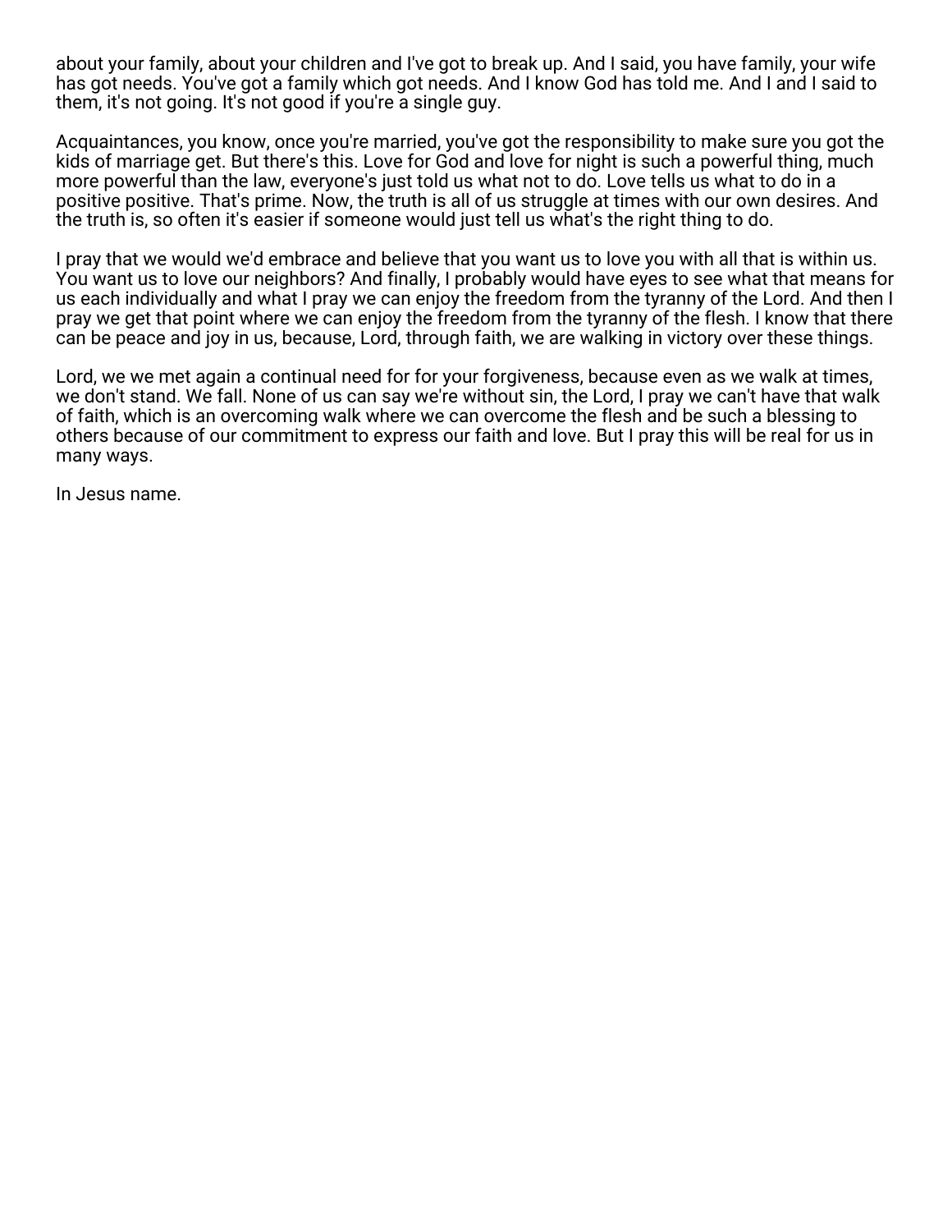about your family, about your children and I've got to break up. And I said, you have family, your wife has got needs. You've got a family which got needs. And I know God has told me. And I and I said to them, it's not going. It's not good if you're a single guy.

Acquaintances, you know, once you're married, you've got the responsibility to make sure you got the kids of marriage get. But there's this. Love for God and love for night is such a powerful thing, much more powerful than the law, everyone's just told us what not to do. Love tells us what to do in a positive positive. That's prime. Now, the truth is all of us struggle at times with our own desires. And the truth is, so often it's easier if someone would just tell us what's the right thing to do.

I pray that we would we'd embrace and believe that you want us to love you with all that is within us. You want us to love our neighbors? And finally, I probably would have eyes to see what that means for us each individually and what I pray we can enjoy the freedom from the tyranny of the Lord. And then I pray we get that point where we can enjoy the freedom from the tyranny of the flesh. I know that there can be peace and joy in us, because, Lord, through faith, we are walking in victory over these things.

Lord, we we met again a continual need for for your forgiveness, because even as we walk at times, we don't stand. We fall. None of us can say we're without sin, the Lord, I pray we can't have that walk of faith, which is an overcoming walk where we can overcome the flesh and be such a blessing to others because of our commitment to express our faith and love. But I pray this will be real for us in many ways.

In Jesus name.